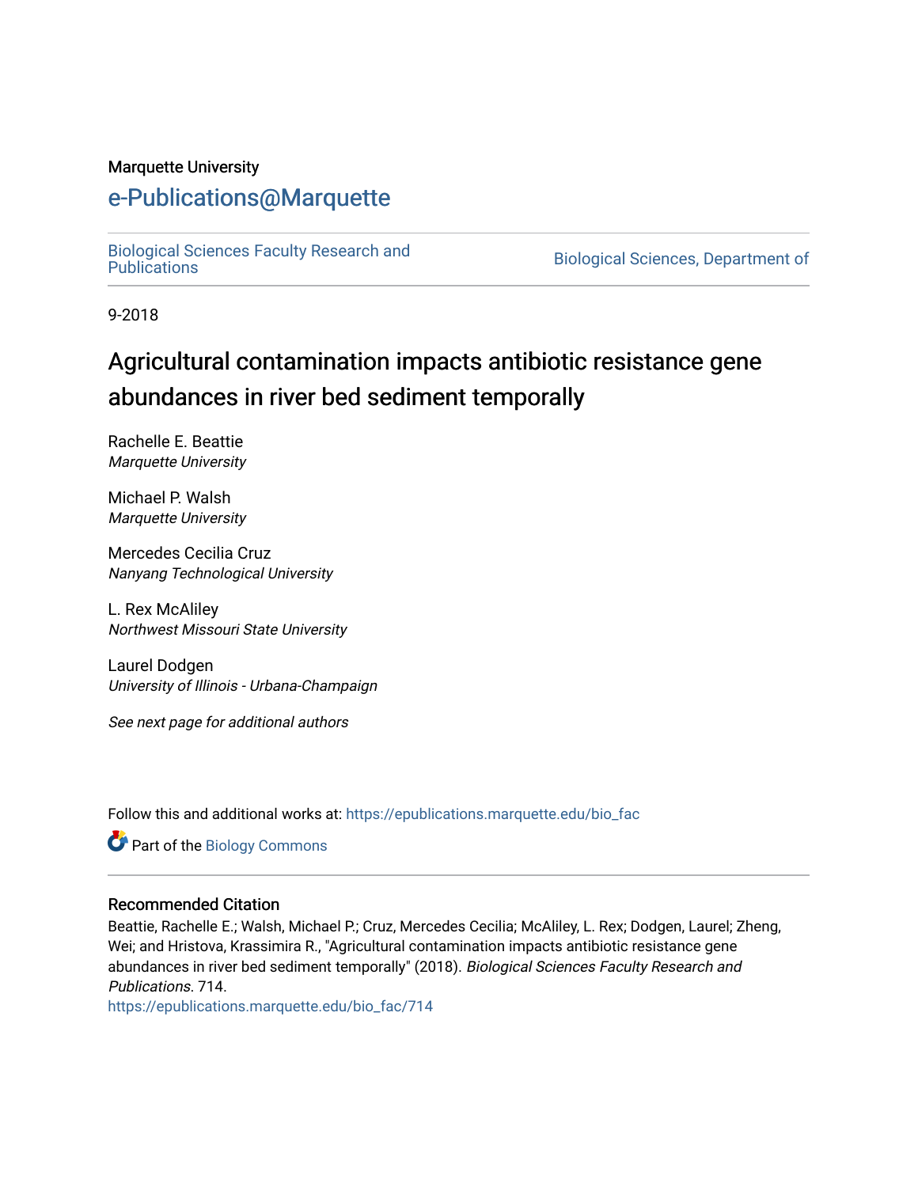Marquette University

# e-Publications@Marquette

Biological Sciences Faculty Research and Publications | Biological Sciences, Department of

9-2018

# Agricultural contamination impacts antibiotic resistance gene abundances in river bed sediment temporally

Rachelle E. Beattie
*Marquette University*

Michael P. Walsh
*Marquette University*

Mercedes Cecilia Cruz
*Nanyang Technological University*

L. Rex McAliley
*Northwest Missouri State University*

Laurel Dodgen
*University of Illinois - Urbana-Champaign*

*See next page for additional authors*

Follow this and additional works at: https://epublications.marquette.edu/bio_fac

Part of the Biology Commons

## Recommended Citation

Beattie, Rachelle E.; Walsh, Michael P.; Cruz, Mercedes Cecilia; McAliley, L. Rex; Dodgen, Laurel; Zheng, Wei; and Hristova, Krassimira R., "Agricultural contamination impacts antibiotic resistance gene abundances in river bed sediment temporally" (2018). *Biological Sciences Faculty Research and Publications*. 714.
https://epublications.marquette.edu/bio_fac/714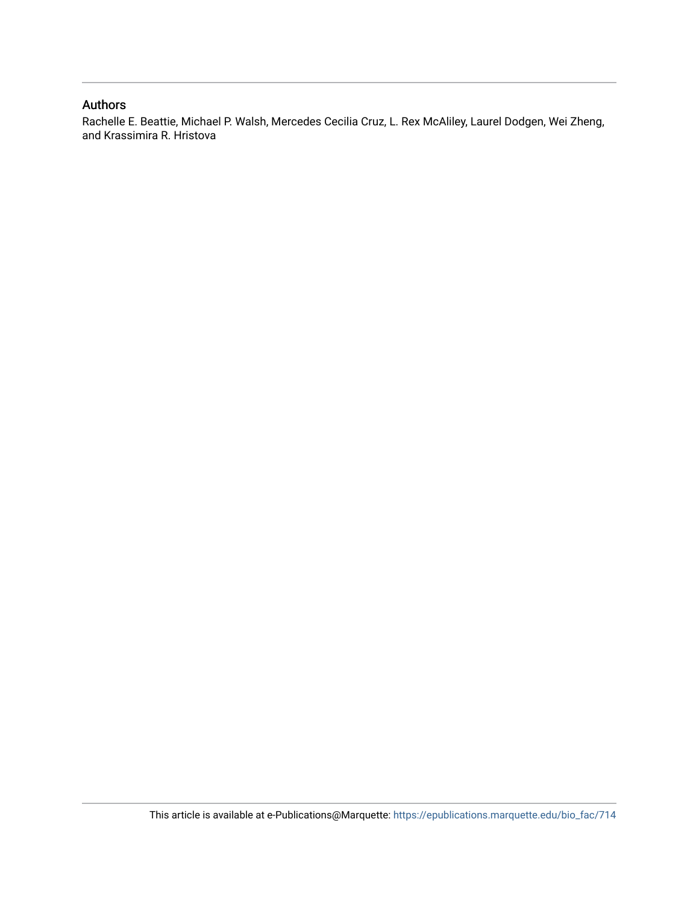## Authors

Rachelle E. Beattie, Michael P. Walsh, Mercedes Cecilia Cruz, L. Rex McAliley, Laurel Dodgen, Wei Zheng, and Krassimira R. Hristova

This article is available at e-Publications@Marquette: https://epublications.marquette.edu/bio_fac/714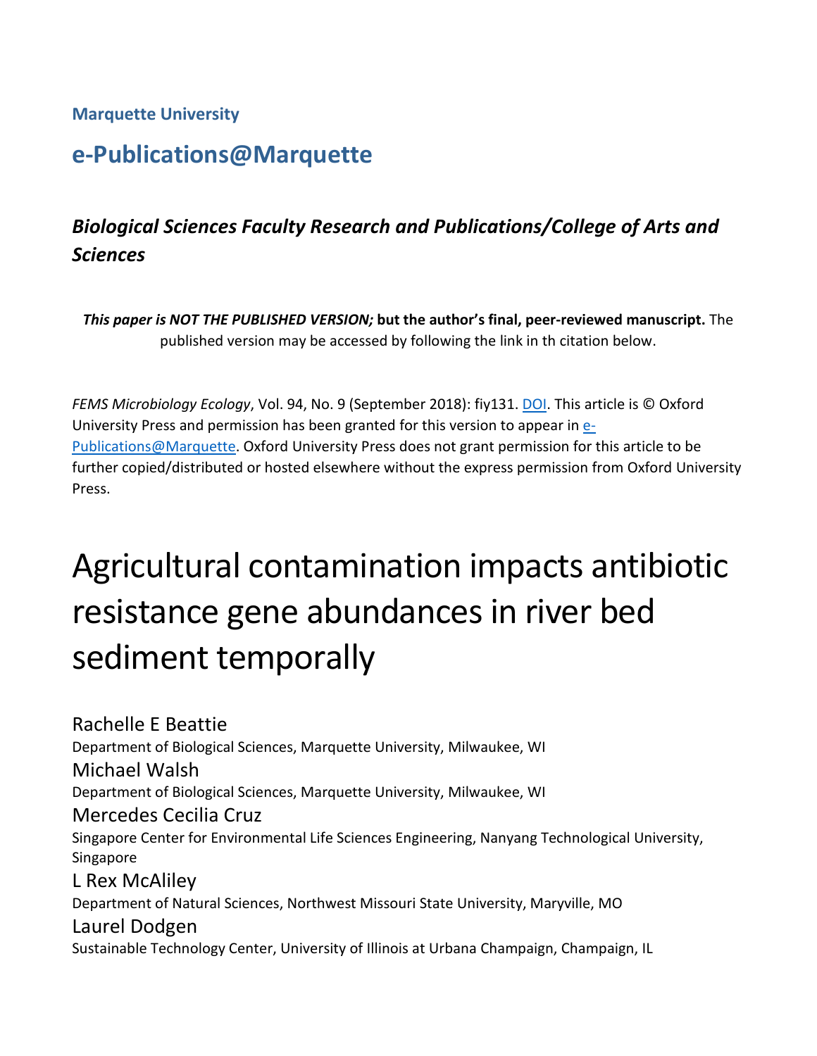**Marquette University**

## e-Publications@Marquette

### *Biological Sciences Faculty Research and Publications/College of Arts and Sciences*

***This paper is NOT THE PUBLISHED VERSION;* but the author's final, peer-reviewed manuscript.** The published version may be accessed by following the link in th citation below.

*FEMS Microbiology Ecology*, Vol. 94, No. 9 (September 2018): fiy131. DOI. This article is © Oxford University Press and permission has been granted for this version to appear in e-Publications@Marquette. Oxford University Press does not grant permission for this article to be further copied/distributed or hosted elsewhere without the express permission from Oxford University Press.

# Agricultural contamination impacts antibiotic resistance gene abundances in river bed sediment temporally

Rachelle E Beattie
Department of Biological Sciences, Marquette University, Milwaukee, WI

Michael Walsh
Department of Biological Sciences, Marquette University, Milwaukee, WI

Mercedes Cecilia Cruz
Singapore Center for Environmental Life Sciences Engineering, Nanyang Technological University, Singapore

L Rex McAliley
Department of Natural Sciences, Northwest Missouri State University, Maryville, MO

Laurel Dodgen
Sustainable Technology Center, University of Illinois at Urbana Champaign, Champaign, IL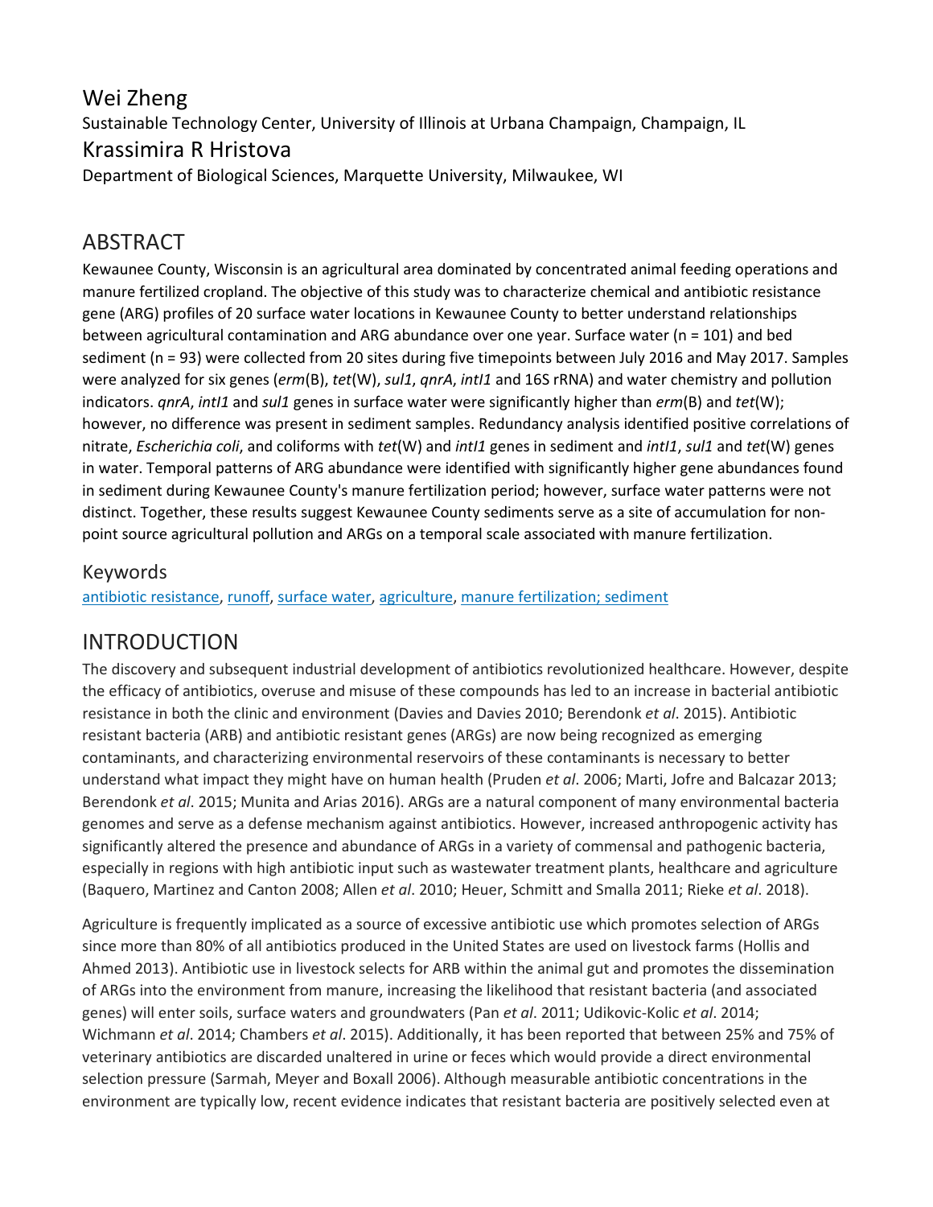## Wei Zheng

Sustainable Technology Center, University of Illinois at Urbana Champaign, Champaign, IL

## Krassimira R Hristova

Department of Biological Sciences, Marquette University, Milwaukee, WI

## ABSTRACT

Kewaunee County, Wisconsin is an agricultural area dominated by concentrated animal feeding operations and manure fertilized cropland. The objective of this study was to characterize chemical and antibiotic resistance gene (ARG) profiles of 20 surface water locations in Kewaunee County to better understand relationships between agricultural contamination and ARG abundance over one year. Surface water (n = 101) and bed sediment (n = 93) were collected from 20 sites during five timepoints between July 2016 and May 2017. Samples were analyzed for six genes (*erm*(B), *tet*(W), *sul1*, *qnrA*, *intI1* and 16S rRNA) and water chemistry and pollution indicators. *qnrA*, *intI1* and *sul1* genes in surface water were significantly higher than *erm*(B) and *tet*(W); however, no difference was present in sediment samples. Redundancy analysis identified positive correlations of nitrate, *Escherichia coli*, and coliforms with *tet*(W) and *intI1* genes in sediment and *intI1*, *sul1* and *tet*(W) genes in water. Temporal patterns of ARG abundance were identified with significantly higher gene abundances found in sediment during Kewaunee County's manure fertilization period; however, surface water patterns were not distinct. Together, these results suggest Kewaunee County sediments serve as a site of accumulation for non-point source agricultural pollution and ARGs on a temporal scale associated with manure fertilization.

## Keywords

antibiotic resistance, runoff, surface water, agriculture, manure fertilization; sediment

## INTRODUCTION

The discovery and subsequent industrial development of antibiotics revolutionized healthcare. However, despite the efficacy of antibiotics, overuse and misuse of these compounds has led to an increase in bacterial antibiotic resistance in both the clinic and environment (Davies and Davies 2010; Berendonk *et al*. 2015). Antibiotic resistant bacteria (ARB) and antibiotic resistant genes (ARGs) are now being recognized as emerging contaminants, and characterizing environmental reservoirs of these contaminants is necessary to better understand what impact they might have on human health (Pruden *et al*. 2006; Marti, Jofre and Balcazar 2013; Berendonk *et al*. 2015; Munita and Arias 2016). ARGs are a natural component of many environmental bacteria genomes and serve as a defense mechanism against antibiotics. However, increased anthropogenic activity has significantly altered the presence and abundance of ARGs in a variety of commensal and pathogenic bacteria, especially in regions with high antibiotic input such as wastewater treatment plants, healthcare and agriculture (Baquero, Martinez and Canton 2008; Allen *et al*. 2010; Heuer, Schmitt and Smalla 2011; Rieke *et al*. 2018).

Agriculture is frequently implicated as a source of excessive antibiotic use which promotes selection of ARGs since more than 80% of all antibiotics produced in the United States are used on livestock farms (Hollis and Ahmed 2013). Antibiotic use in livestock selects for ARB within the animal gut and promotes the dissemination of ARGs into the environment from manure, increasing the likelihood that resistant bacteria (and associated genes) will enter soils, surface waters and groundwaters (Pan *et al*. 2011; Udikovic-Kolic *et al*. 2014; Wichmann *et al*. 2014; Chambers *et al*. 2015). Additionally, it has been reported that between 25% and 75% of veterinary antibiotics are discarded unaltered in urine or feces which would provide a direct environmental selection pressure (Sarmah, Meyer and Boxall 2006). Although measurable antibiotic concentrations in the environment are typically low, recent evidence indicates that resistant bacteria are positively selected even at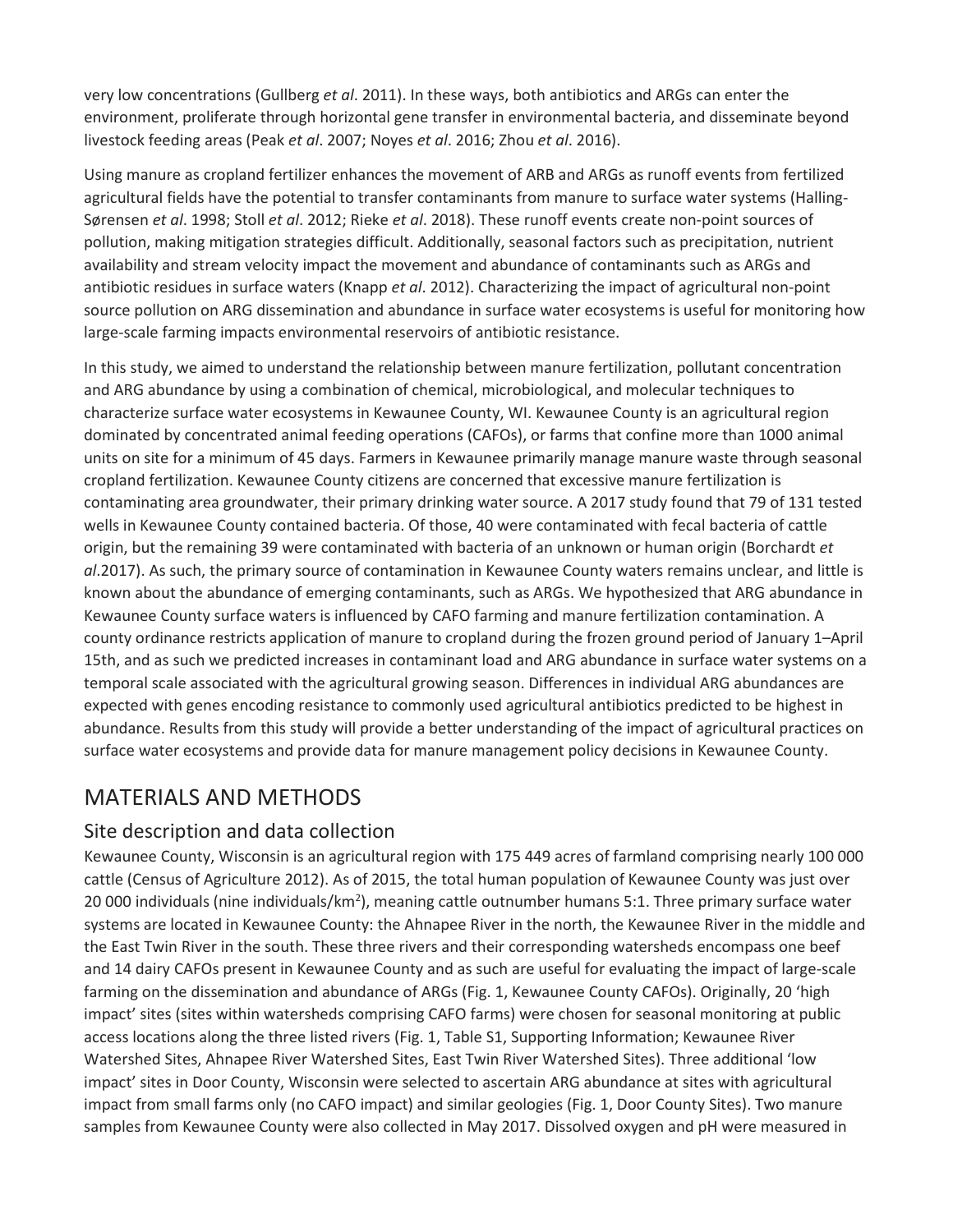very low concentrations (Gullberg *et al*. 2011). In these ways, both antibiotics and ARGs can enter the environment, proliferate through horizontal gene transfer in environmental bacteria, and disseminate beyond livestock feeding areas (Peak *et al*. 2007; Noyes *et al*. 2016; Zhou *et al*. 2016).

Using manure as cropland fertilizer enhances the movement of ARB and ARGs as runoff events from fertilized agricultural fields have the potential to transfer contaminants from manure to surface water systems (Halling-Sørensen *et al*. 1998; Stoll *et al*. 2012; Rieke *et al*. 2018). These runoff events create non-point sources of pollution, making mitigation strategies difficult. Additionally, seasonal factors such as precipitation, nutrient availability and stream velocity impact the movement and abundance of contaminants such as ARGs and antibiotic residues in surface waters (Knapp *et al*. 2012). Characterizing the impact of agricultural non-point source pollution on ARG dissemination and abundance in surface water ecosystems is useful for monitoring how large-scale farming impacts environmental reservoirs of antibiotic resistance.

In this study, we aimed to understand the relationship between manure fertilization, pollutant concentration and ARG abundance by using a combination of chemical, microbiological, and molecular techniques to characterize surface water ecosystems in Kewaunee County, WI. Kewaunee County is an agricultural region dominated by concentrated animal feeding operations (CAFOs), or farms that confine more than 1000 animal units on site for a minimum of 45 days. Farmers in Kewaunee primarily manage manure waste through seasonal cropland fertilization. Kewaunee County citizens are concerned that excessive manure fertilization is contaminating area groundwater, their primary drinking water source. A 2017 study found that 79 of 131 tested wells in Kewaunee County contained bacteria. Of those, 40 were contaminated with fecal bacteria of cattle origin, but the remaining 39 were contaminated with bacteria of an unknown or human origin (Borchardt *et al*.2017). As such, the primary source of contamination in Kewaunee County waters remains unclear, and little is known about the abundance of emerging contaminants, such as ARGs. We hypothesized that ARG abundance in Kewaunee County surface waters is influenced by CAFO farming and manure fertilization contamination. A county ordinance restricts application of manure to cropland during the frozen ground period of January 1–April 15th, and as such we predicted increases in contaminant load and ARG abundance in surface water systems on a temporal scale associated with the agricultural growing season. Differences in individual ARG abundances are expected with genes encoding resistance to commonly used agricultural antibiotics predicted to be highest in abundance. Results from this study will provide a better understanding of the impact of agricultural practices on surface water ecosystems and provide data for manure management policy decisions in Kewaunee County.

# MATERIALS AND METHODS

## Site description and data collection

Kewaunee County, Wisconsin is an agricultural region with 175 449 acres of farmland comprising nearly 100 000 cattle (Census of Agriculture 2012). As of 2015, the total human population of Kewaunee County was just over 20 000 individuals (nine individuals/km$^2$), meaning cattle outnumber humans 5:1. Three primary surface water systems are located in Kewaunee County: the Ahnapee River in the north, the Kewaunee River in the middle and the East Twin River in the south. These three rivers and their corresponding watersheds encompass one beef and 14 dairy CAFOs present in Kewaunee County and as such are useful for evaluating the impact of large-scale farming on the dissemination and abundance of ARGs (Fig. 1, Kewaunee County CAFOs). Originally, 20 'high impact' sites (sites within watersheds comprising CAFO farms) were chosen for seasonal monitoring at public access locations along the three listed rivers (Fig. 1, Table S1, Supporting Information; Kewaunee River Watershed Sites, Ahnapee River Watershed Sites, East Twin River Watershed Sites). Three additional 'low impact' sites in Door County, Wisconsin were selected to ascertain ARG abundance at sites with agricultural impact from small farms only (no CAFO impact) and similar geologies (Fig. 1, Door County Sites). Two manure samples from Kewaunee County were also collected in May 2017. Dissolved oxygen and pH were measured in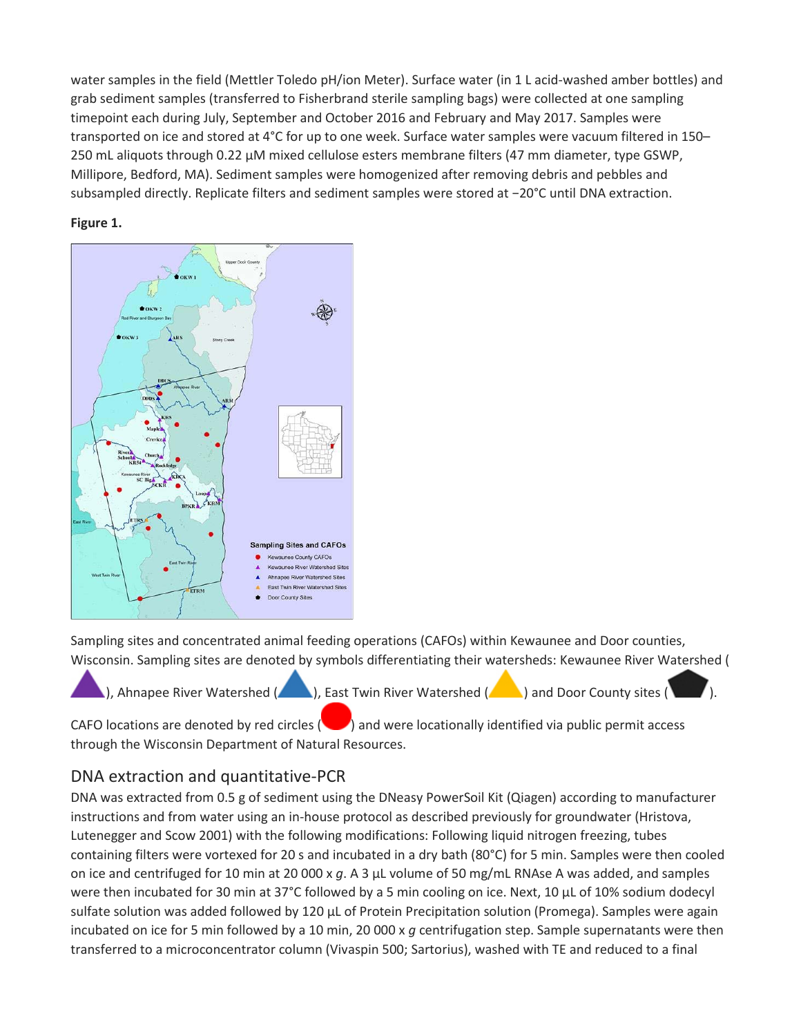water samples in the field (Mettler Toledo pH/ion Meter). Surface water (in 1 L acid-washed amber bottles) and grab sediment samples (transferred to Fisherbrand sterile sampling bags) were collected at one sampling timepoint each during July, September and October 2016 and February and May 2017. Samples were transported on ice and stored at 4°C for up to one week. Surface water samples were vacuum filtered in 150–250 mL aliquots through 0.22 μM mixed cellulose esters membrane filters (47 mm diameter, type GSWP, Millipore, Bedford, MA). Sediment samples were homogenized after removing debris and pebbles and subsampled directly. Replicate filters and sediment samples were stored at −20°C until DNA extraction.

**Figure 1.**

Sampling sites and concentrated animal feeding operations (CAFOs) within Kewaunee and Door counties, Wisconsin. Sampling sites are denoted by symbols differentiating their watersheds: Kewaunee River Watershed (purple triangle), Ahnapee River Watershed (blue triangle), East Twin River Watershed (yellow triangle) and Door County sites (black pentagon). CAFO locations are denoted by red circles (red circle) and were locationally identified via public permit access through the Wisconsin Department of Natural Resources.

## DNA extraction and quantitative-PCR

DNA was extracted from 0.5 g of sediment using the DNeasy PowerSoil Kit (Qiagen) according to manufacturer instructions and from water using an in-house protocol as described previously for groundwater (Hristova, Lutenegger and Scow 2001) with the following modifications: Following liquid nitrogen freezing, tubes containing filters were vortexed for 20 s and incubated in a dry bath (80°C) for 5 min. Samples were then cooled on ice and centrifuged for 10 min at 20 000 x *g*. A 3 μL volume of 50 mg/mL RNAse A was added, and samples were then incubated for 30 min at 37°C followed by a 5 min cooling on ice. Next, 10 μL of 10% sodium dodecyl sulfate solution was added followed by 120 μL of Protein Precipitation solution (Promega). Samples were again incubated on ice for 5 min followed by a 10 min, 20 000 x *g* centrifugation step. Sample supernatants were then transferred to a microconcentrator column (Vivaspin 500; Sartorius), washed with TE and reduced to a final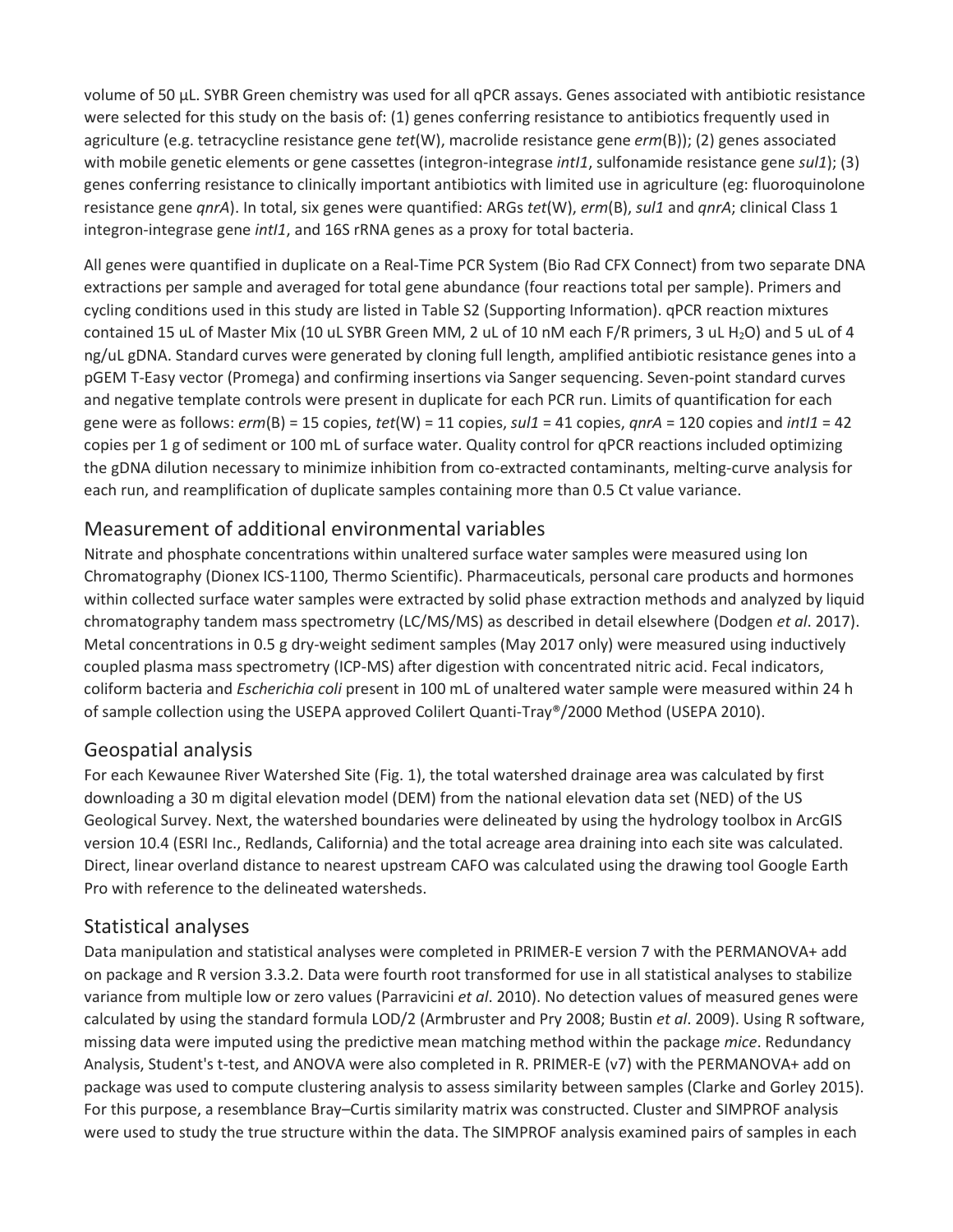volume of 50 µL. SYBR Green chemistry was used for all qPCR assays. Genes associated with antibiotic resistance were selected for this study on the basis of: (1) genes conferring resistance to antibiotics frequently used in agriculture (e.g. tetracycline resistance gene *tet*(W), macrolide resistance gene *erm*(B)); (2) genes associated with mobile genetic elements or gene cassettes (integron-integrase *intI1*, sulfonamide resistance gene *sul1*); (3) genes conferring resistance to clinically important antibiotics with limited use in agriculture (eg: fluoroquinolone resistance gene *qnrA*). In total, six genes were quantified: ARGs *tet*(W), *erm*(B), *sul1* and *qnrA*; clinical Class 1 integron-integrase gene *intI1*, and 16S rRNA genes as a proxy for total bacteria.

All genes were quantified in duplicate on a Real-Time PCR System (Bio Rad CFX Connect) from two separate DNA extractions per sample and averaged for total gene abundance (four reactions total per sample). Primers and cycling conditions used in this study are listed in Table S2 (Supporting Information). qPCR reaction mixtures contained 15 uL of Master Mix (10 uL SYBR Green MM, 2 uL of 10 nM each F/R primers, 3 uL $H_2O$) and 5 uL of 4 ng/uL gDNA. Standard curves were generated by cloning full length, amplified antibiotic resistance genes into a pGEM T-Easy vector (Promega) and confirming insertions via Sanger sequencing. Seven-point standard curves and negative template controls were present in duplicate for each PCR run. Limits of quantification for each gene were as follows: *erm*(B) = 15 copies, *tet*(W) = 11 copies, *sul1* = 41 copies, *qnrA* = 120 copies and *intI1* = 42 copies per 1 g of sediment or 100 mL of surface water. Quality control for qPCR reactions included optimizing the gDNA dilution necessary to minimize inhibition from co-extracted contaminants, melting-curve analysis for each run, and reamplification of duplicate samples containing more than 0.5 Ct value variance.

## Measurement of additional environmental variables

Nitrate and phosphate concentrations within unaltered surface water samples were measured using Ion Chromatography (Dionex ICS-1100, Thermo Scientific). Pharmaceuticals, personal care products and hormones within collected surface water samples were extracted by solid phase extraction methods and analyzed by liquid chromatography tandem mass spectrometry (LC/MS/MS) as described in detail elsewhere (Dodgen *et al*. 2017). Metal concentrations in 0.5 g dry-weight sediment samples (May 2017 only) were measured using inductively coupled plasma mass spectrometry (ICP-MS) after digestion with concentrated nitric acid. Fecal indicators, coliform bacteria and *Escherichia coli* present in 100 mL of unaltered water sample were measured within 24 h of sample collection using the USEPA approved Colilert Quanti-Tray®/2000 Method (USEPA 2010).

## Geospatial analysis

For each Kewaunee River Watershed Site (Fig. 1), the total watershed drainage area was calculated by first downloading a 30 m digital elevation model (DEM) from the national elevation data set (NED) of the US Geological Survey. Next, the watershed boundaries were delineated by using the hydrology toolbox in ArcGIS version 10.4 (ESRI Inc., Redlands, California) and the total acreage area draining into each site was calculated. Direct, linear overland distance to nearest upstream CAFO was calculated using the drawing tool Google Earth Pro with reference to the delineated watersheds.

## Statistical analyses

Data manipulation and statistical analyses were completed in PRIMER-E version 7 with the PERMANOVA+ add on package and R version 3.3.2. Data were fourth root transformed for use in all statistical analyses to stabilize variance from multiple low or zero values (Parravicini *et al*. 2010). No detection values of measured genes were calculated by using the standard formula LOD/2 (Armbruster and Pry 2008; Bustin *et al*. 2009). Using R software, missing data were imputed using the predictive mean matching method within the package *mice*. Redundancy Analysis, Student's t-test, and ANOVA were also completed in R. PRIMER-E (v7) with the PERMANOVA+ add on package was used to compute clustering analysis to assess similarity between samples (Clarke and Gorley 2015). For this purpose, a resemblance Bray–Curtis similarity matrix was constructed. Cluster and SIMPROF analysis were used to study the true structure within the data. The SIMPROF analysis examined pairs of samples in each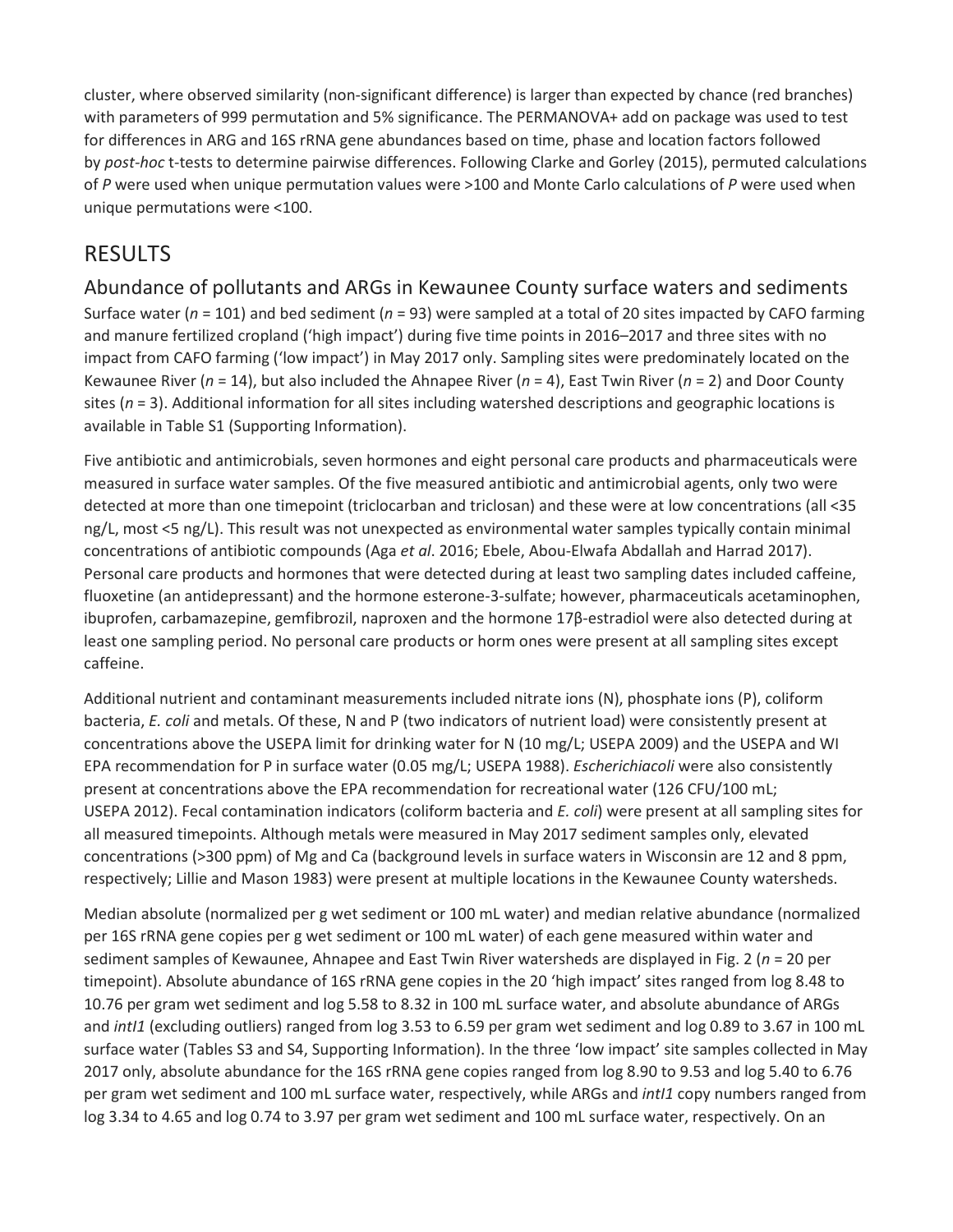cluster, where observed similarity (non-significant difference) is larger than expected by chance (red branches) with parameters of 999 permutation and 5% significance. The PERMANOVA+ add on package was used to test for differences in ARG and 16S rRNA gene abundances based on time, phase and location factors followed by *post-hoc* t-tests to determine pairwise differences. Following Clarke and Gorley (2015), permuted calculations of *P* were used when unique permutation values were >100 and Monte Carlo calculations of *P* were used when unique permutations were <100.

## RESULTS

### Abundance of pollutants and ARGs in Kewaunee County surface waters and sediments

Surface water (*n* = 101) and bed sediment (*n* = 93) were sampled at a total of 20 sites impacted by CAFO farming and manure fertilized cropland ('high impact') during five time points in 2016–2017 and three sites with no impact from CAFO farming ('low impact') in May 2017 only. Sampling sites were predominately located on the Kewaunee River (*n* = 14), but also included the Ahnapee River (*n* = 4), East Twin River (*n* = 2) and Door County sites (*n* = 3). Additional information for all sites including watershed descriptions and geographic locations is available in Table S1 (Supporting Information).

Five antibiotic and antimicrobials, seven hormones and eight personal care products and pharmaceuticals were measured in surface water samples. Of the five measured antibiotic and antimicrobial agents, only two were detected at more than one timepoint (triclocarban and triclosan) and these were at low concentrations (all <35 ng/L, most <5 ng/L). This result was not unexpected as environmental water samples typically contain minimal concentrations of antibiotic compounds (Aga *et al*. 2016; Ebele, Abou-Elwafa Abdallah and Harrad 2017). Personal care products and hormones that were detected during at least two sampling dates included caffeine, fluoxetine (an antidepressant) and the hormone esterone-3-sulfate; however, pharmaceuticals acetaminophen, ibuprofen, carbamazepine, gemfibrozil, naproxen and the hormone 17β-estradiol were also detected during at least one sampling period. No personal care products or horm ones were present at all sampling sites except caffeine.

Additional nutrient and contaminant measurements included nitrate ions (N), phosphate ions (P), coliform bacteria, *E. coli* and metals. Of these, N and P (two indicators of nutrient load) were consistently present at concentrations above the USEPA limit for drinking water for N (10 mg/L; USEPA 2009) and the USEPA and WI EPA recommendation for P in surface water (0.05 mg/L; USEPA 1988). *Escherichiacoli* were also consistently present at concentrations above the EPA recommendation for recreational water (126 CFU/100 mL; USEPA 2012). Fecal contamination indicators (coliform bacteria and *E. coli*) were present at all sampling sites for all measured timepoints. Although metals were measured in May 2017 sediment samples only, elevated concentrations (>300 ppm) of Mg and Ca (background levels in surface waters in Wisconsin are 12 and 8 ppm, respectively; Lillie and Mason 1983) were present at multiple locations in the Kewaunee County watersheds.

Median absolute (normalized per g wet sediment or 100 mL water) and median relative abundance (normalized per 16S rRNA gene copies per g wet sediment or 100 mL water) of each gene measured within water and sediment samples of Kewaunee, Ahnapee and East Twin River watersheds are displayed in Fig. 2 (*n* = 20 per timepoint). Absolute abundance of 16S rRNA gene copies in the 20 'high impact' sites ranged from log 8.48 to 10.76 per gram wet sediment and log 5.58 to 8.32 in 100 mL surface water, and absolute abundance of ARGs and *intI1* (excluding outliers) ranged from log 3.53 to 6.59 per gram wet sediment and log 0.89 to 3.67 in 100 mL surface water (Tables S3 and S4, Supporting Information). In the three 'low impact' site samples collected in May 2017 only, absolute abundance for the 16S rRNA gene copies ranged from log 8.90 to 9.53 and log 5.40 to 6.76 per gram wet sediment and 100 mL surface water, respectively, while ARGs and *intI1* copy numbers ranged from log 3.34 to 4.65 and log 0.74 to 3.97 per gram wet sediment and 100 mL surface water, respectively. On an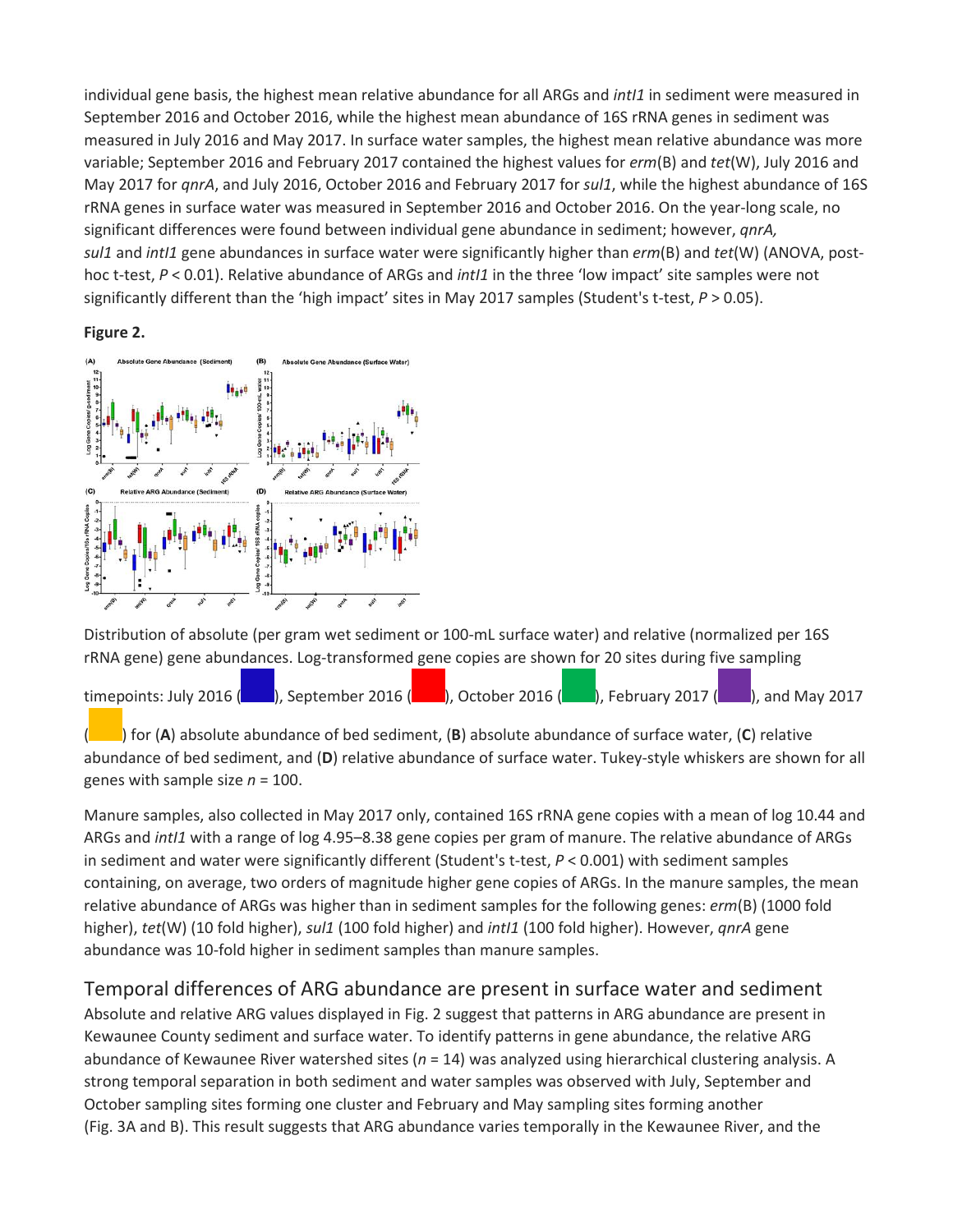individual gene basis, the highest mean relative abundance for all ARGs and *intI1* in sediment were measured in September 2016 and October 2016, while the highest mean abundance of 16S rRNA genes in sediment was measured in July 2016 and May 2017. In surface water samples, the highest mean relative abundance was more variable; September 2016 and February 2017 contained the highest values for *erm*(B) and *tet*(W), July 2016 and May 2017 for *qnrA*, and July 2016, October 2016 and February 2017 for *sul1*, while the highest abundance of 16S rRNA genes in surface water was measured in September 2016 and October 2016. On the year-long scale, no significant differences were found between individual gene abundance in sediment; however, *qnrA*, *sul1* and *intI1* gene abundances in surface water were significantly higher than *erm*(B) and *tet*(W) (ANOVA, post-hoc t-test, $P < 0.01$). Relative abundance of ARGs and *intI1* in the three 'low impact' site samples were not significantly different than the 'high impact' sites in May 2017 samples (Student's t-test, $P > 0.05$).

**Figure 2.**

Distribution of absolute (per gram wet sediment or 100-mL surface water) and relative (normalized per 16S rRNA gene) gene abundances. Log-transformed gene copies are shown for 20 sites during five sampling timepoints: July 2016 ( ), September 2016 ( ), October 2016 ( ), February 2017 ( ), and May 2017 ( ) for (**A**) absolute abundance of bed sediment, (**B**) absolute abundance of surface water, (**C**) relative abundance of bed sediment, and (**D**) relative abundance of surface water. Tukey-style whiskers are shown for all genes with sample size $n = 100$.

Manure samples, also collected in May 2017 only, contained 16S rRNA gene copies with a mean of log 10.44 and ARGs and *intI1* with a range of log 4.95–8.38 gene copies per gram of manure. The relative abundance of ARGs in sediment and water were significantly different (Student's t-test, $P < 0.001$) with sediment samples containing, on average, two orders of magnitude higher gene copies of ARGs. In the manure samples, the mean relative abundance of ARGs was higher than in sediment samples for the following genes: *erm*(B) (1000 fold higher), *tet*(W) (10 fold higher), *sul1* (100 fold higher) and *intI1* (100 fold higher). However, *qnrA* gene abundance was 10-fold higher in sediment samples than manure samples.

## Temporal differences of ARG abundance are present in surface water and sediment

Absolute and relative ARG values displayed in Fig. 2 suggest that patterns in ARG abundance are present in Kewaunee County sediment and surface water. To identify patterns in gene abundance, the relative ARG abundance of Kewaunee River watershed sites ($n = 14$) was analyzed using hierarchical clustering analysis. A strong temporal separation in both sediment and water samples was observed with July, September and October sampling sites forming one cluster and February and May sampling sites forming another (Fig. 3A and B). This result suggests that ARG abundance varies temporally in the Kewaunee River, and the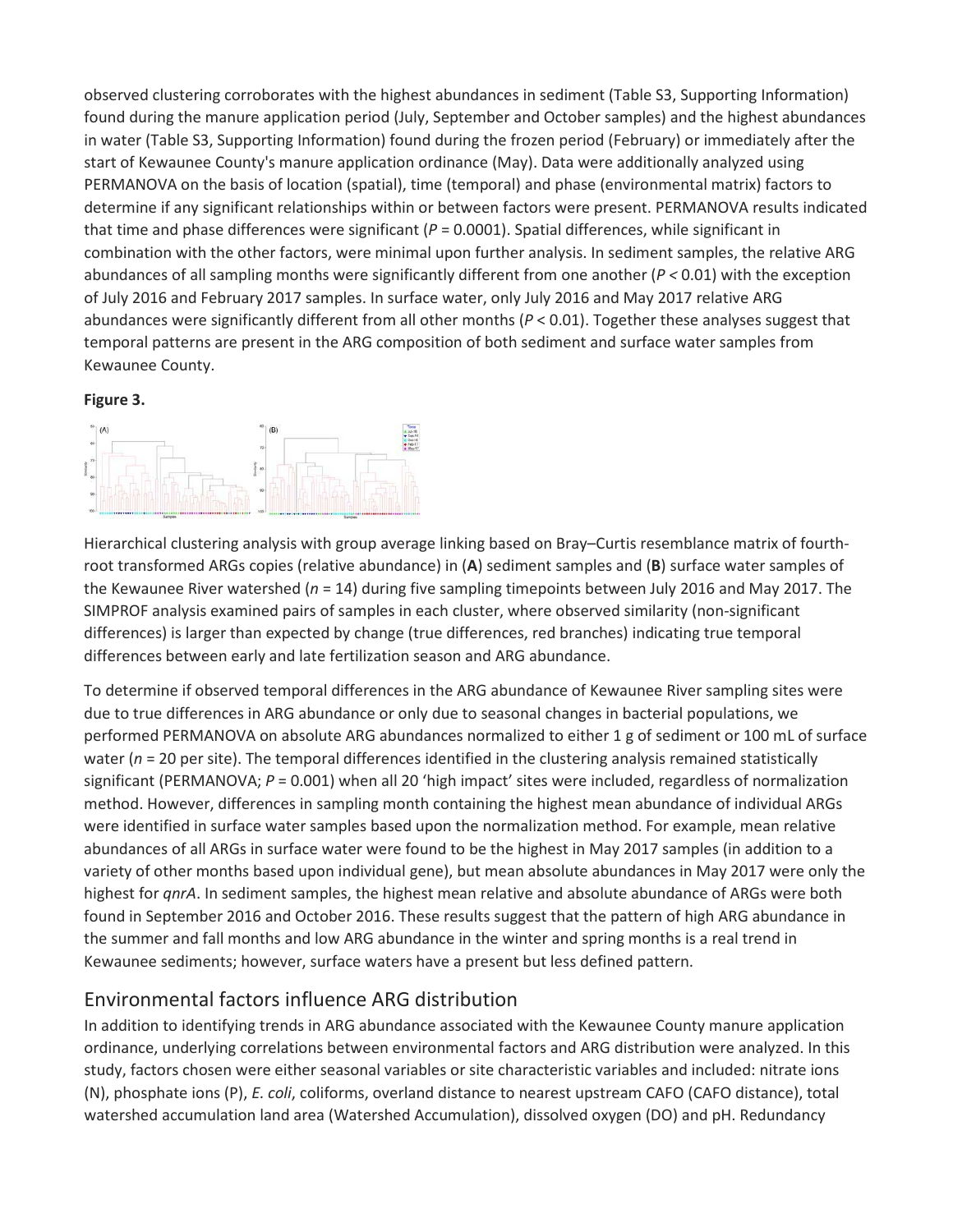observed clustering corroborates with the highest abundances in sediment (Table S3, Supporting Information) found during the manure application period (July, September and October samples) and the highest abundances in water (Table S3, Supporting Information) found during the frozen period (February) or immediately after the start of Kewaunee County's manure application ordinance (May). Data were additionally analyzed using PERMANOVA on the basis of location (spatial), time (temporal) and phase (environmental matrix) factors to determine if any significant relationships within or between factors were present. PERMANOVA results indicated that time and phase differences were significant ($P = 0.0001$). Spatial differences, while significant in combination with the other factors, were minimal upon further analysis. In sediment samples, the relative ARG abundances of all sampling months were significantly different from one another ($P < 0.01$) with the exception of July 2016 and February 2017 samples. In surface water, only July 2016 and May 2017 relative ARG abundances were significantly different from all other months ($P < 0.01$). Together these analyses suggest that temporal patterns are present in the ARG composition of both sediment and surface water samples from Kewaunee County.

**Figure 3.**

Hierarchical clustering analysis with group average linking based on Bray–Curtis resemblance matrix of fourth-root transformed ARGs copies (relative abundance) in (**A**) sediment samples and (**B**) surface water samples of the Kewaunee River watershed ($n = 14$) during five sampling timepoints between July 2016 and May 2017. The SIMPROF analysis examined pairs of samples in each cluster, where observed similarity (non-significant differences) is larger than expected by change (true differences, red branches) indicating true temporal differences between early and late fertilization season and ARG abundance.

To determine if observed temporal differences in the ARG abundance of Kewaunee River sampling sites were due to true differences in ARG abundance or only due to seasonal changes in bacterial populations, we performed PERMANOVA on absolute ARG abundances normalized to either 1 g of sediment or 100 mL of surface water ($n = 20$ per site). The temporal differences identified in the clustering analysis remained statistically significant (PERMANOVA; $P = 0.001$) when all 20 'high impact' sites were included, regardless of normalization method. However, differences in sampling month containing the highest mean abundance of individual ARGs were identified in surface water samples based upon the normalization method. For example, mean relative abundances of all ARGs in surface water were found to be the highest in May 2017 samples (in addition to a variety of other months based upon individual gene), but mean absolute abundances in May 2017 were only the highest for *qnrA*. In sediment samples, the highest mean relative and absolute abundance of ARGs were both found in September 2016 and October 2016. These results suggest that the pattern of high ARG abundance in the summer and fall months and low ARG abundance in the winter and spring months is a real trend in Kewaunee sediments; however, surface waters have a present but less defined pattern.

## Environmental factors influence ARG distribution

In addition to identifying trends in ARG abundance associated with the Kewaunee County manure application ordinance, underlying correlations between environmental factors and ARG distribution were analyzed. In this study, factors chosen were either seasonal variables or site characteristic variables and included: nitrate ions (N), phosphate ions (P), *E. coli*, coliforms, overland distance to nearest upstream CAFO (CAFO distance), total watershed accumulation land area (Watershed Accumulation), dissolved oxygen (DO) and pH. Redundancy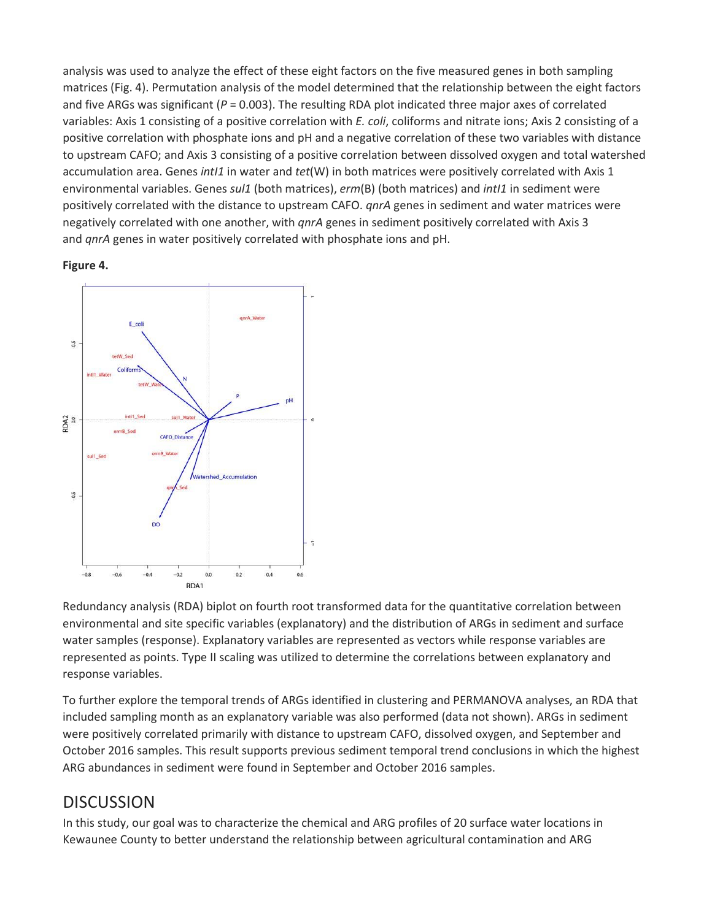analysis was used to analyze the effect of these eight factors on the five measured genes in both sampling matrices (Fig. 4). Permutation analysis of the model determined that the relationship between the eight factors and five ARGs was significant ($P = 0.003$). The resulting RDA plot indicated three major axes of correlated variables: Axis 1 consisting of a positive correlation with *E. coli*, coliforms and nitrate ions; Axis 2 consisting of a positive correlation with phosphate ions and pH and a negative correlation of these two variables with distance to upstream CAFO; and Axis 3 consisting of a positive correlation between dissolved oxygen and total watershed accumulation area. Genes *intI1* in water and *tet*(W) in both matrices were positively correlated with Axis 1 environmental variables. Genes *sul1* (both matrices), *erm*(B) (both matrices) and *intI1* in sediment were positively correlated with the distance to upstream CAFO. *qnrA* genes in sediment and water matrices were negatively correlated with one another, with *qnrA* genes in sediment positively correlated with Axis 3 and *qnrA* genes in water positively correlated with phosphate ions and pH.

**Figure 4.**

Redundancy analysis (RDA) biplot on fourth root transformed data for the quantitative correlation between environmental and site specific variables (explanatory) and the distribution of ARGs in sediment and surface water samples (response). Explanatory variables are represented as vectors while response variables are represented as points. Type II scaling was utilized to determine the correlations between explanatory and response variables.

To further explore the temporal trends of ARGs identified in clustering and PERMANOVA analyses, an RDA that included sampling month as an explanatory variable was also performed (data not shown). ARGs in sediment were positively correlated primarily with distance to upstream CAFO, dissolved oxygen, and September and October 2016 samples. This result supports previous sediment temporal trend conclusions in which the highest ARG abundances in sediment were found in September and October 2016 samples.

## DISCUSSION

In this study, our goal was to characterize the chemical and ARG profiles of 20 surface water locations in Kewaunee County to better understand the relationship between agricultural contamination and ARG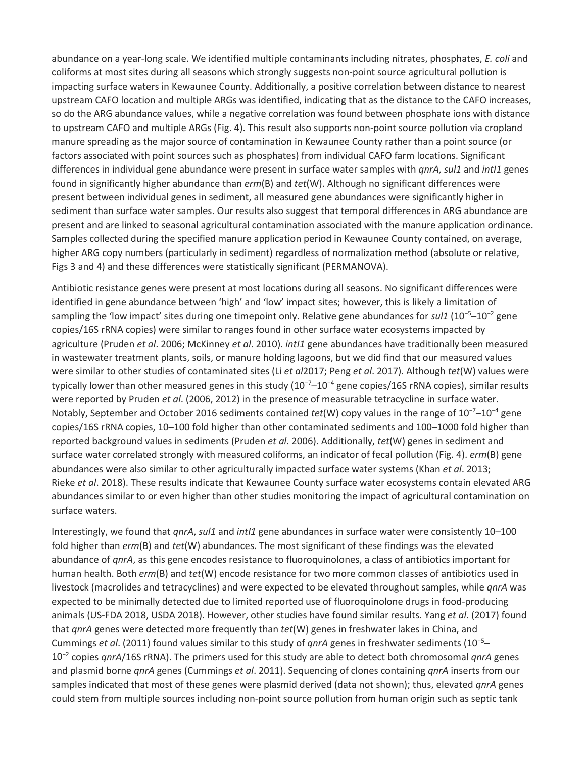abundance on a year-long scale. We identified multiple contaminants including nitrates, phosphates, *E. coli* and coliforms at most sites during all seasons which strongly suggests non-point source agricultural pollution is impacting surface waters in Kewaunee County. Additionally, a positive correlation between distance to nearest upstream CAFO location and multiple ARGs was identified, indicating that as the distance to the CAFO increases, so do the ARG abundance values, while a negative correlation was found between phosphate ions with distance to upstream CAFO and multiple ARGs (Fig. 4). This result also supports non-point source pollution via cropland manure spreading as the major source of contamination in Kewaunee County rather than a point source (or factors associated with point sources such as phosphates) from individual CAFO farm locations. Significant differences in individual gene abundance were present in surface water samples with *qnrA, sul1* and *intI1* genes found in significantly higher abundance than *erm*(B) and *tet*(W). Although no significant differences were present between individual genes in sediment, all measured gene abundances were significantly higher in sediment than surface water samples. Our results also suggest that temporal differences in ARG abundance are present and are linked to seasonal agricultural contamination associated with the manure application ordinance. Samples collected during the specified manure application period in Kewaunee County contained, on average, higher ARG copy numbers (particularly in sediment) regardless of normalization method (absolute or relative, Figs 3 and 4) and these differences were statistically significant (PERMANOVA).

Antibiotic resistance genes were present at most locations during all seasons. No significant differences were identified in gene abundance between 'high' and 'low' impact sites; however, this is likely a limitation of sampling the 'low impact' sites during one timepoint only. Relative gene abundances for *sul1* ($10^{-5}$–$10^{-2}$ gene copies/16S rRNA copies) were similar to ranges found in other surface water ecosystems impacted by agriculture (Pruden *et al*. 2006; McKinney *et al*. 2010). *intI1* gene abundances have traditionally been measured in wastewater treatment plants, soils, or manure holding lagoons, but we did find that our measured values were similar to other studies of contaminated sites (Li *et al*2017; Peng *et al*. 2017). Although *tet*(W) values were typically lower than other measured genes in this study ($10^{-7}$–$10^{-4}$ gene copies/16S rRNA copies), similar results were reported by Pruden *et al*. (2006, 2012) in the presence of measurable tetracycline in surface water. Notably, September and October 2016 sediments contained *tet*(W) copy values in the range of $10^{-7}$–$10^{-4}$ gene copies/16S rRNA copies, 10–100 fold higher than other contaminated sediments and 100–1000 fold higher than reported background values in sediments (Pruden *et al*. 2006). Additionally, *tet*(W) genes in sediment and surface water correlated strongly with measured coliforms, an indicator of fecal pollution (Fig. 4). *erm*(B) gene abundances were also similar to other agriculturally impacted surface water systems (Khan *et al*. 2013; Rieke *et al*. 2018). These results indicate that Kewaunee County surface water ecosystems contain elevated ARG abundances similar to or even higher than other studies monitoring the impact of agricultural contamination on surface waters.

Interestingly, we found that *qnrA*, *sul1* and *intI1* gene abundances in surface water were consistently 10–100 fold higher than *erm*(B) and *tet*(W) abundances. The most significant of these findings was the elevated abundance of *qnrA*, as this gene encodes resistance to fluoroquinolones, a class of antibiotics important for human health. Both *erm*(B) and *tet*(W) encode resistance for two more common classes of antibiotics used in livestock (macrolides and tetracyclines) and were expected to be elevated throughout samples, while *qnrA* was expected to be minimally detected due to limited reported use of fluoroquinolone drugs in food-producing animals (US-FDA 2018, USDA 2018). However, other studies have found similar results. Yang *et al*. (2017) found that *qnrA* genes were detected more frequently than *tet*(W) genes in freshwater lakes in China, and Cummings *et al*. (2011) found values similar to this study of *qnrA* genes in freshwater sediments ($10^{-5}$–$10^{-2}$ copies *qnrA*/16S rRNA). The primers used for this study are able to detect both chromosomal *qnrA* genes and plasmid borne *qnrA* genes (Cummings *et al*. 2011). Sequencing of clones containing *qnrA* inserts from our samples indicated that most of these genes were plasmid derived (data not shown); thus, elevated *qnrA* genes could stem from multiple sources including non-point source pollution from human origin such as septic tank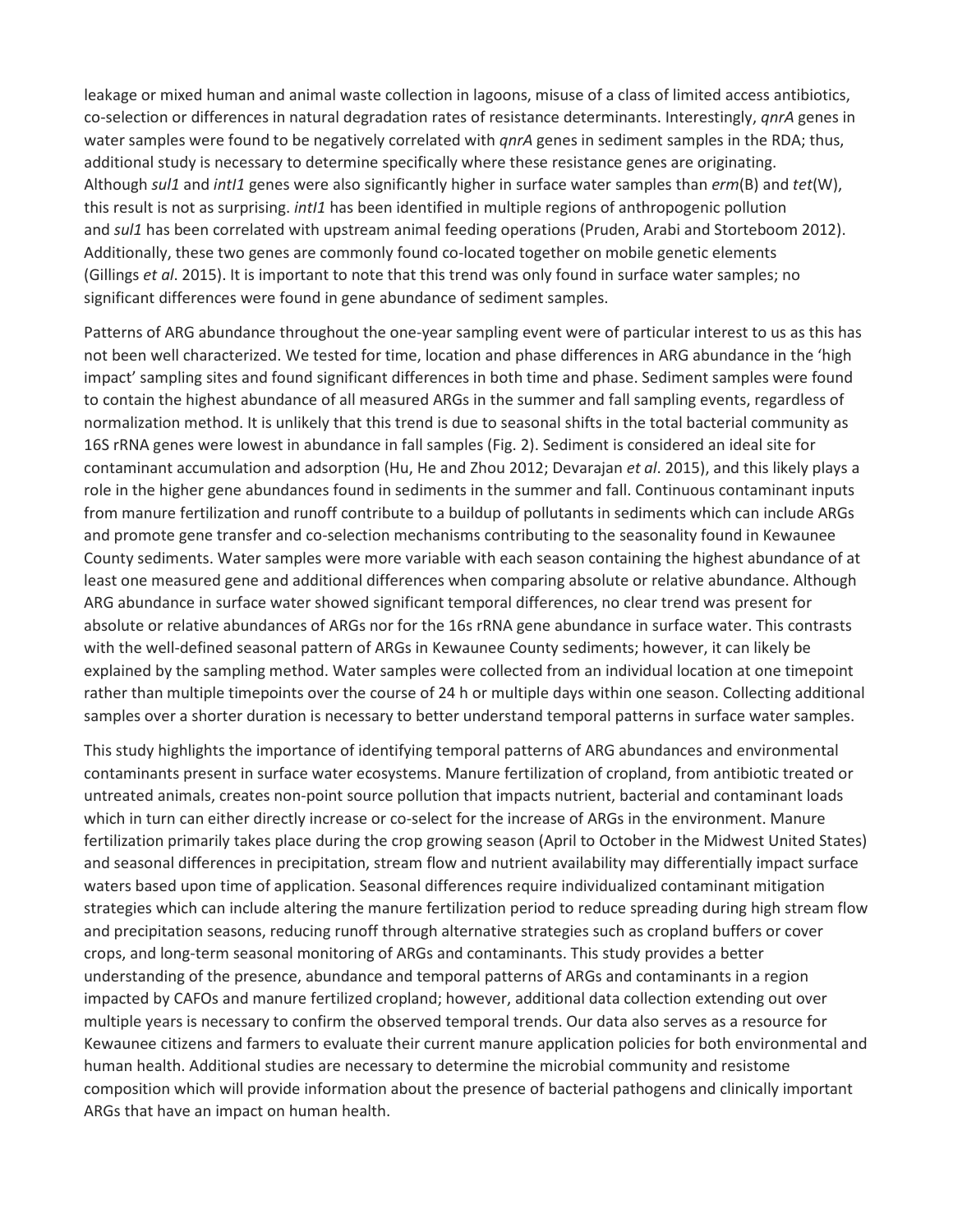leakage or mixed human and animal waste collection in lagoons, misuse of a class of limited access antibiotics, co-selection or differences in natural degradation rates of resistance determinants. Interestingly, *qnrA* genes in water samples were found to be negatively correlated with *qnrA* genes in sediment samples in the RDA; thus, additional study is necessary to determine specifically where these resistance genes are originating. Although *sul1* and *intI1* genes were also significantly higher in surface water samples than *erm*(B) and *tet*(W), this result is not as surprising. *intI1* has been identified in multiple regions of anthropogenic pollution and *sul1* has been correlated with upstream animal feeding operations (Pruden, Arabi and Storteboom 2012). Additionally, these two genes are commonly found co-located together on mobile genetic elements (Gillings *et al*. 2015). It is important to note that this trend was only found in surface water samples; no significant differences were found in gene abundance of sediment samples.

Patterns of ARG abundance throughout the one-year sampling event were of particular interest to us as this has not been well characterized. We tested for time, location and phase differences in ARG abundance in the 'high impact' sampling sites and found significant differences in both time and phase. Sediment samples were found to contain the highest abundance of all measured ARGs in the summer and fall sampling events, regardless of normalization method. It is unlikely that this trend is due to seasonal shifts in the total bacterial community as 16S rRNA genes were lowest in abundance in fall samples (Fig. 2). Sediment is considered an ideal site for contaminant accumulation and adsorption (Hu, He and Zhou 2012; Devarajan *et al*. 2015), and this likely plays a role in the higher gene abundances found in sediments in the summer and fall. Continuous contaminant inputs from manure fertilization and runoff contribute to a buildup of pollutants in sediments which can include ARGs and promote gene transfer and co-selection mechanisms contributing to the seasonality found in Kewaunee County sediments. Water samples were more variable with each season containing the highest abundance of at least one measured gene and additional differences when comparing absolute or relative abundance. Although ARG abundance in surface water showed significant temporal differences, no clear trend was present for absolute or relative abundances of ARGs nor for the 16s rRNA gene abundance in surface water. This contrasts with the well-defined seasonal pattern of ARGs in Kewaunee County sediments; however, it can likely be explained by the sampling method. Water samples were collected from an individual location at one timepoint rather than multiple timepoints over the course of 24 h or multiple days within one season. Collecting additional samples over a shorter duration is necessary to better understand temporal patterns in surface water samples.

This study highlights the importance of identifying temporal patterns of ARG abundances and environmental contaminants present in surface water ecosystems. Manure fertilization of cropland, from antibiotic treated or untreated animals, creates non-point source pollution that impacts nutrient, bacterial and contaminant loads which in turn can either directly increase or co-select for the increase of ARGs in the environment. Manure fertilization primarily takes place during the crop growing season (April to October in the Midwest United States) and seasonal differences in precipitation, stream flow and nutrient availability may differentially impact surface waters based upon time of application. Seasonal differences require individualized contaminant mitigation strategies which can include altering the manure fertilization period to reduce spreading during high stream flow and precipitation seasons, reducing runoff through alternative strategies such as cropland buffers or cover crops, and long-term seasonal monitoring of ARGs and contaminants. This study provides a better understanding of the presence, abundance and temporal patterns of ARGs and contaminants in a region impacted by CAFOs and manure fertilized cropland; however, additional data collection extending out over multiple years is necessary to confirm the observed temporal trends. Our data also serves as a resource for Kewaunee citizens and farmers to evaluate their current manure application policies for both environmental and human health. Additional studies are necessary to determine the microbial community and resistome composition which will provide information about the presence of bacterial pathogens and clinically important ARGs that have an impact on human health.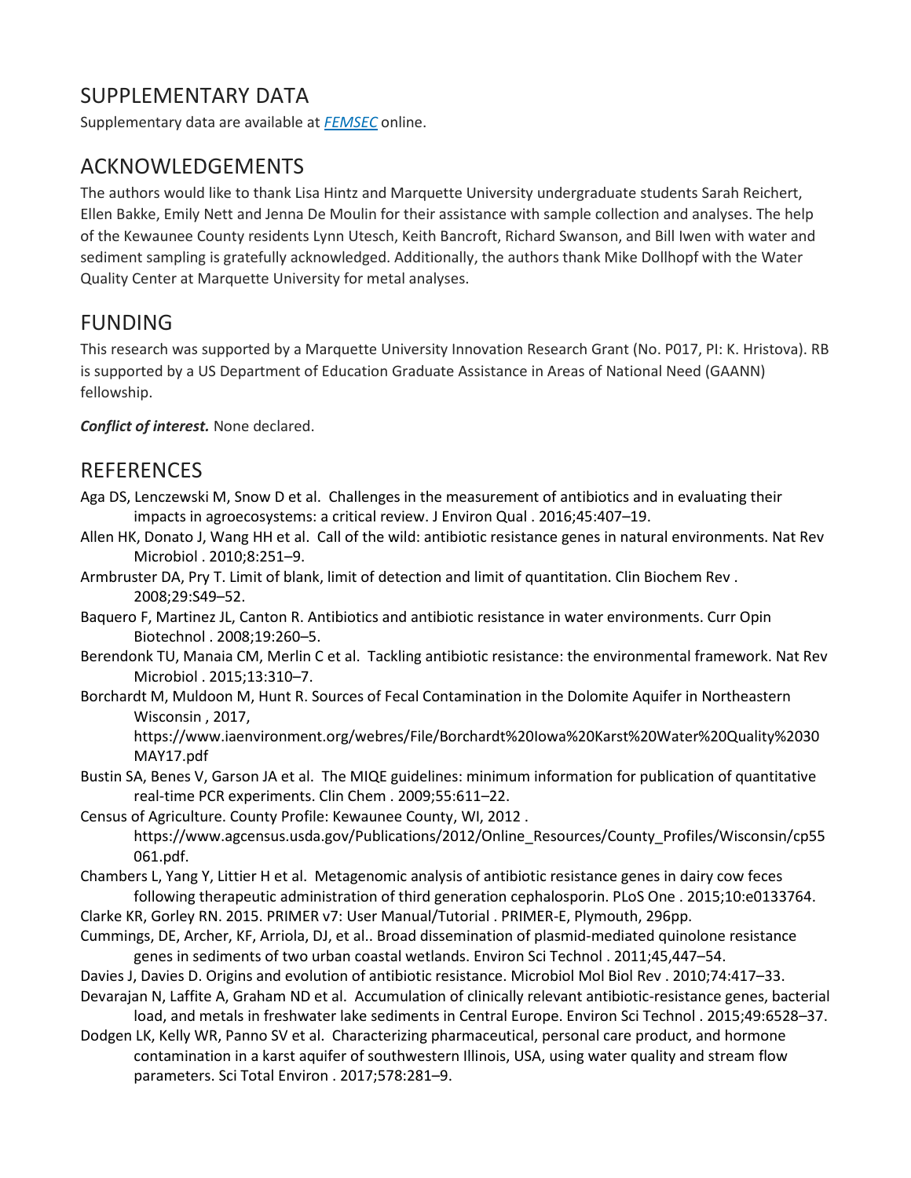## SUPPLEMENTARY DATA

Supplementary data are available at *FEMSEC* online.

## ACKNOWLEDGEMENTS

The authors would like to thank Lisa Hintz and Marquette University undergraduate students Sarah Reichert, Ellen Bakke, Emily Nett and Jenna De Moulin for their assistance with sample collection and analyses. The help of the Kewaunee County residents Lynn Utesch, Keith Bancroft, Richard Swanson, and Bill Iwen with water and sediment sampling is gratefully acknowledged. Additionally, the authors thank Mike Dollhopf with the Water Quality Center at Marquette University for metal analyses.

## FUNDING

This research was supported by a Marquette University Innovation Research Grant (No. P017, PI: K. Hristova). RB is supported by a US Department of Education Graduate Assistance in Areas of National Need (GAANN) fellowship.

***Conflict of interest.*** None declared.

## REFERENCES

Aga DS, Lenczewski M, Snow D et al. Challenges in the measurement of antibiotics and in evaluating their impacts in agroecosystems: a critical review. J Environ Qual . 2016;45:407–19.

Allen HK, Donato J, Wang HH et al. Call of the wild: antibiotic resistance genes in natural environments. Nat Rev Microbiol . 2010;8:251–9.

Armbruster DA, Pry T. Limit of blank, limit of detection and limit of quantitation. Clin Biochem Rev . 2008;29:S49–52.

Baquero F, Martinez JL, Canton R. Antibiotics and antibiotic resistance in water environments. Curr Opin Biotechnol . 2008;19:260–5.

Berendonk TU, Manaia CM, Merlin C et al. Tackling antibiotic resistance: the environmental framework. Nat Rev Microbiol . 2015;13:310–7.

Borchardt M, Muldoon M, Hunt R. Sources of Fecal Contamination in the Dolomite Aquifer in Northeastern Wisconsin , 2017, https://www.iaenvironment.org/webres/File/Borchardt%20Iowa%20Karst%20Water%20Quality%2030MAY17.pdf

Bustin SA, Benes V, Garson JA et al. The MIQE guidelines: minimum information for publication of quantitative real-time PCR experiments. Clin Chem . 2009;55:611–22.

Census of Agriculture. County Profile: Kewaunee County, WI, 2012 . https://www.agcensus.usda.gov/Publications/2012/Online_Resources/County_Profiles/Wisconsin/cp55061.pdf.

Chambers L, Yang Y, Littier H et al. Metagenomic analysis of antibiotic resistance genes in dairy cow feces following therapeutic administration of third generation cephalosporin. PLoS One . 2015;10:e0133764.

Clarke KR, Gorley RN. 2015. PRIMER v7: User Manual/Tutorial . PRIMER-E, Plymouth, 296pp.

Cummings, DE, Archer, KF, Arriola, DJ, et al.. Broad dissemination of plasmid-mediated quinolone resistance genes in sediments of two urban coastal wetlands. Environ Sci Technol . 2011;45,447–54.

Davies J, Davies D. Origins and evolution of antibiotic resistance. Microbiol Mol Biol Rev . 2010;74:417–33.

Devarajan N, Laffite A, Graham ND et al. Accumulation of clinically relevant antibiotic-resistance genes, bacterial load, and metals in freshwater lake sediments in Central Europe. Environ Sci Technol . 2015;49:6528–37.

Dodgen LK, Kelly WR, Panno SV et al. Characterizing pharmaceutical, personal care product, and hormone contamination in a karst aquifer of southwestern Illinois, USA, using water quality and stream flow parameters. Sci Total Environ . 2017;578:281–9.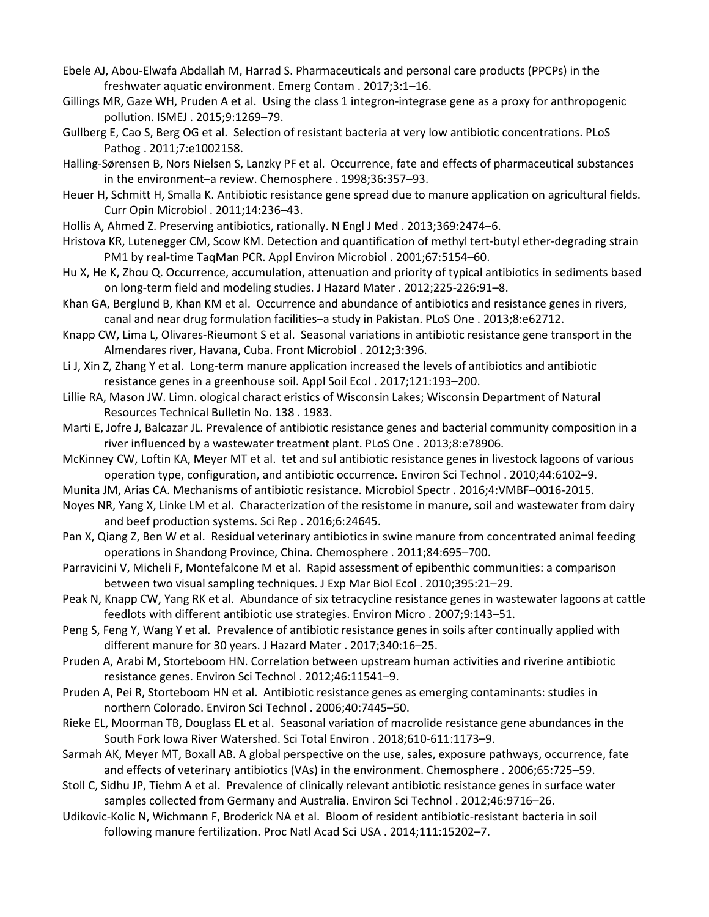Ebele AJ, Abou-Elwafa Abdallah M, Harrad S. Pharmaceuticals and personal care products (PPCPs) in the freshwater aquatic environment. Emerg Contam . 2017;3:1–16.

Gillings MR, Gaze WH, Pruden A et al. Using the class 1 integron-integrase gene as a proxy for anthropogenic pollution. ISMEJ . 2015;9:1269–79.

Gullberg E, Cao S, Berg OG et al. Selection of resistant bacteria at very low antibiotic concentrations. PLoS Pathog . 2011;7:e1002158.

Halling-Sørensen B, Nors Nielsen S, Lanzky PF et al. Occurrence, fate and effects of pharmaceutical substances in the environment–a review. Chemosphere . 1998;36:357–93.

Heuer H, Schmitt H, Smalla K. Antibiotic resistance gene spread due to manure application on agricultural fields. Curr Opin Microbiol . 2011;14:236–43.

Hollis A, Ahmed Z. Preserving antibiotics, rationally. N Engl J Med . 2013;369:2474–6.

Hristova KR, Lutenegger CM, Scow KM. Detection and quantification of methyl tert-butyl ether-degrading strain PM1 by real-time TaqMan PCR. Appl Environ Microbiol . 2001;67:5154–60.

Hu X, He K, Zhou Q. Occurrence, accumulation, attenuation and priority of typical antibiotics in sediments based on long-term field and modeling studies. J Hazard Mater . 2012;225-226:91–8.

Khan GA, Berglund B, Khan KM et al. Occurrence and abundance of antibiotics and resistance genes in rivers, canal and near drug formulation facilities–a study in Pakistan. PLoS One . 2013;8:e62712.

Knapp CW, Lima L, Olivares-Rieumont S et al. Seasonal variations in antibiotic resistance gene transport in the Almendares river, Havana, Cuba. Front Microbiol . 2012;3:396.

Li J, Xin Z, Zhang Y et al. Long-term manure application increased the levels of antibiotics and antibiotic resistance genes in a greenhouse soil. Appl Soil Ecol . 2017;121:193–200.

Lillie RA, Mason JW. Limn. ological charact eristics of Wisconsin Lakes; Wisconsin Department of Natural Resources Technical Bulletin No. 138 . 1983.

Marti E, Jofre J, Balcazar JL. Prevalence of antibiotic resistance genes and bacterial community composition in a river influenced by a wastewater treatment plant. PLoS One . 2013;8:e78906.

McKinney CW, Loftin KA, Meyer MT et al. tet and sul antibiotic resistance genes in livestock lagoons of various operation type, configuration, and antibiotic occurrence. Environ Sci Technol . 2010;44:6102–9.

Munita JM, Arias CA. Mechanisms of antibiotic resistance. Microbiol Spectr . 2016;4:VMBF–0016-2015.

Noyes NR, Yang X, Linke LM et al. Characterization of the resistome in manure, soil and wastewater from dairy and beef production systems. Sci Rep . 2016;6:24645.

Pan X, Qiang Z, Ben W et al. Residual veterinary antibiotics in swine manure from concentrated animal feeding operations in Shandong Province, China. Chemosphere . 2011;84:695–700.

Parravicini V, Micheli F, Montefalcone M et al. Rapid assessment of epibenthic communities: a comparison between two visual sampling techniques. J Exp Mar Biol Ecol . 2010;395:21–29.

Peak N, Knapp CW, Yang RK et al. Abundance of six tetracycline resistance genes in wastewater lagoons at cattle feedlots with different antibiotic use strategies. Environ Micro . 2007;9:143–51.

Peng S, Feng Y, Wang Y et al. Prevalence of antibiotic resistance genes in soils after continually applied with different manure for 30 years. J Hazard Mater . 2017;340:16–25.

Pruden A, Arabi M, Storteboom HN. Correlation between upstream human activities and riverine antibiotic resistance genes. Environ Sci Technol . 2012;46:11541–9.

Pruden A, Pei R, Storteboom HN et al. Antibiotic resistance genes as emerging contaminants: studies in northern Colorado. Environ Sci Technol . 2006;40:7445–50.

Rieke EL, Moorman TB, Douglass EL et al. Seasonal variation of macrolide resistance gene abundances in the South Fork Iowa River Watershed. Sci Total Environ . 2018;610-611:1173–9.

Sarmah AK, Meyer MT, Boxall AB. A global perspective on the use, sales, exposure pathways, occurrence, fate and effects of veterinary antibiotics (VAs) in the environment. Chemosphere . 2006;65:725–59.

Stoll C, Sidhu JP, Tiehm A et al. Prevalence of clinically relevant antibiotic resistance genes in surface water samples collected from Germany and Australia. Environ Sci Technol . 2012;46:9716–26.

Udikovic-Kolic N, Wichmann F, Broderick NA et al. Bloom of resident antibiotic-resistant bacteria in soil following manure fertilization. Proc Natl Acad Sci USA . 2014;111:15202–7.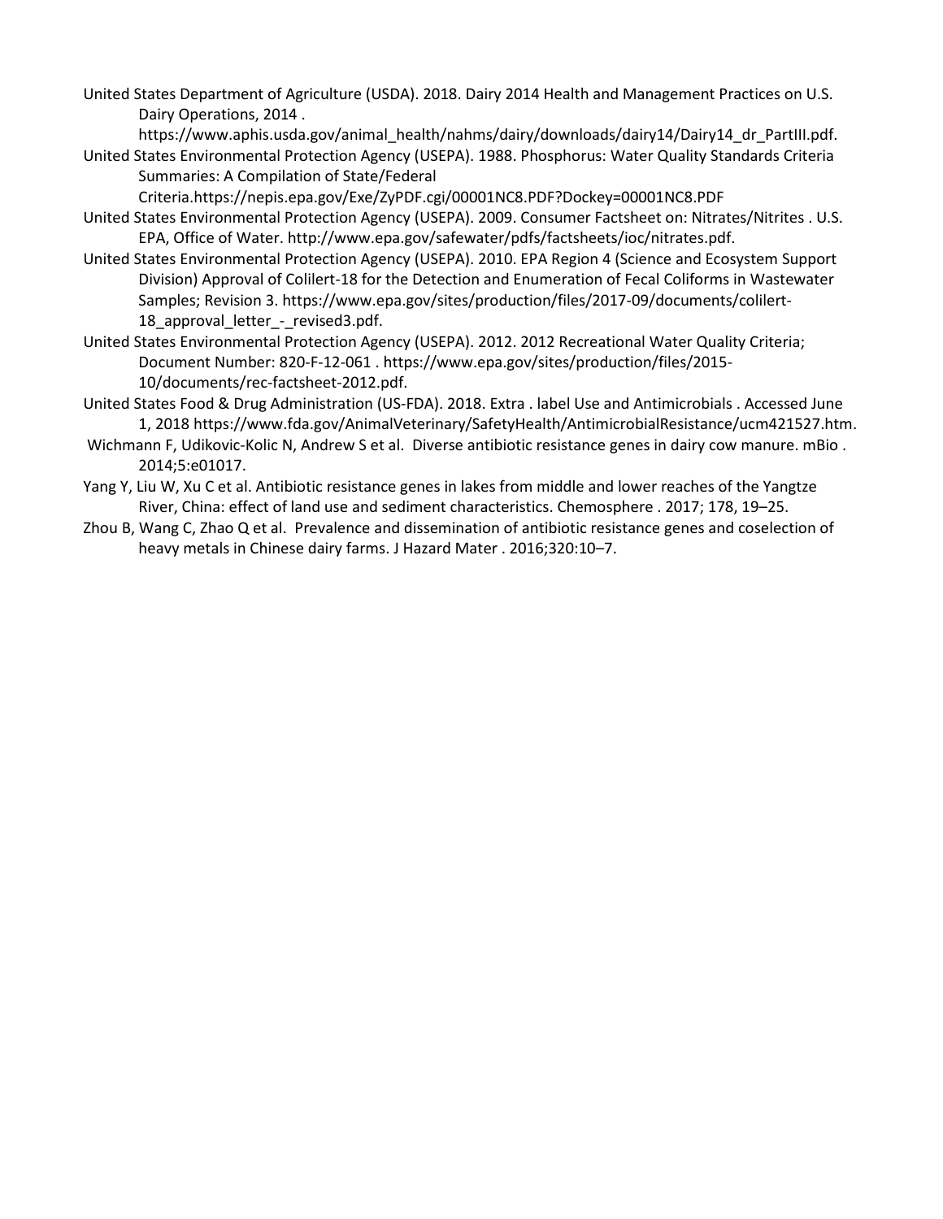United States Department of Agriculture (USDA). 2018. Dairy 2014 Health and Management Practices on U.S. Dairy Operations, 2014 . https://www.aphis.usda.gov/animal_health/nahms/dairy/downloads/dairy14/Dairy14_dr_PartIII.pdf.

United States Environmental Protection Agency (USEPA). 1988. Phosphorus: Water Quality Standards Criteria Summaries: A Compilation of State/Federal Criteria.https://nepis.epa.gov/Exe/ZyPDF.cgi/00001NC8.PDF?Dockey=00001NC8.PDF

United States Environmental Protection Agency (USEPA). 2009. Consumer Factsheet on: Nitrates/Nitrites . U.S. EPA, Office of Water. http://www.epa.gov/safewater/pdfs/factsheets/ioc/nitrates.pdf.

United States Environmental Protection Agency (USEPA). 2010. EPA Region 4 (Science and Ecosystem Support Division) Approval of Colilert-18 for the Detection and Enumeration of Fecal Coliforms in Wastewater Samples; Revision 3. https://www.epa.gov/sites/production/files/2017-09/documents/colilert-18_approval_letter_-_revised3.pdf.

United States Environmental Protection Agency (USEPA). 2012. 2012 Recreational Water Quality Criteria; Document Number: 820-F-12-061 . https://www.epa.gov/sites/production/files/2015-10/documents/rec-factsheet-2012.pdf.

United States Food & Drug Administration (US-FDA). 2018. Extra . label Use and Antimicrobials . Accessed June 1, 2018 https://www.fda.gov/AnimalVeterinary/SafetyHealth/AntimicrobialResistance/ucm421527.htm.

Wichmann F, Udikovic-Kolic N, Andrew S et al. Diverse antibiotic resistance genes in dairy cow manure. mBio . 2014;5:e01017.

Yang Y, Liu W, Xu C et al. Antibiotic resistance genes in lakes from middle and lower reaches of the Yangtze River, China: effect of land use and sediment characteristics. Chemosphere . 2017; 178, 19–25.

Zhou B, Wang C, Zhao Q et al. Prevalence and dissemination of antibiotic resistance genes and coselection of heavy metals in Chinese dairy farms. J Hazard Mater . 2016;320:10–7.